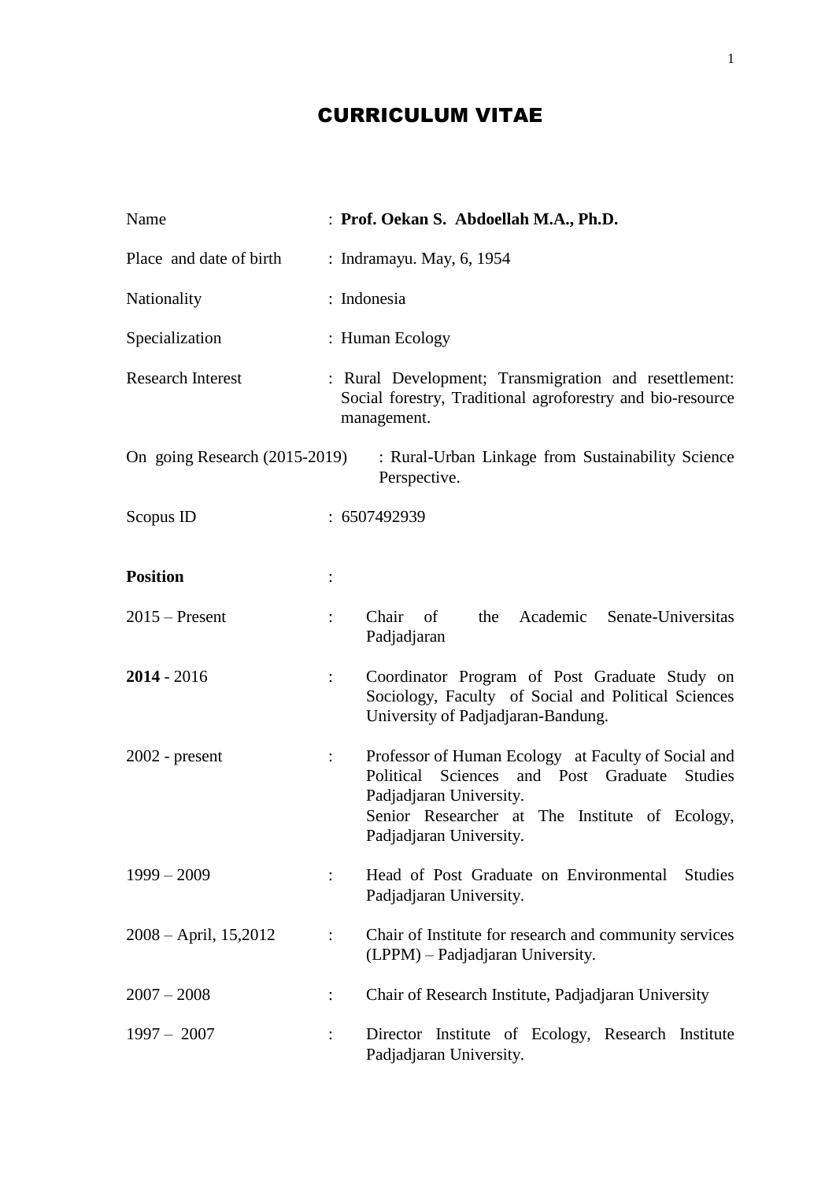# CURRICULUM VITAE

| | | |
|---|---|---|
| Name | : | **Prof. Oekan S. Abdoellah M.A., Ph.D.** |
| Place and date of birth | : | Indramayu. May, 6, 1954 |
| Nationality | : | Indonesia |
| Specialization | : | Human Ecology |
| Research Interest | : | Rural Development; Transmigration and resettlement: Social forestry, Traditional agroforestry and bio-resource management. |
| On going Research (2015-2019) | : | Rural-Urban Linkage from Sustainability Science Perspective. |
| Scopus ID | : | 6507492939 |

**Position** :

| | | |
|---|---|---|
| 2015 – Present | : | Chair of the Academic Senate-Universitas Padjadjaran |
| **2014** - 2016 | : | Coordinator Program of Post Graduate Study on Sociology, Faculty of Social and Political Sciences University of Padjadjaran-Bandung. |
| 2002 - present | : | Professor of Human Ecology at Faculty of Social and Political Sciences and Post Graduate Studies Padjadjaran University. Senior Researcher at The Institute of Ecology, Padjadjaran University. |
| 1999 – 2009 | : | Head of Post Graduate on Environmental Studies Padjadjaran University. |
| 2008 – April, 15,2012 | : | Chair of Institute for research and community services (LPPM) – Padjadjaran University. |
| 2007 – 2008 | : | Chair of Research Institute, Padjadjaran University |
| 1997 – 2007 | : | Director Institute of Ecology, Research Institute Padjadjaran University. |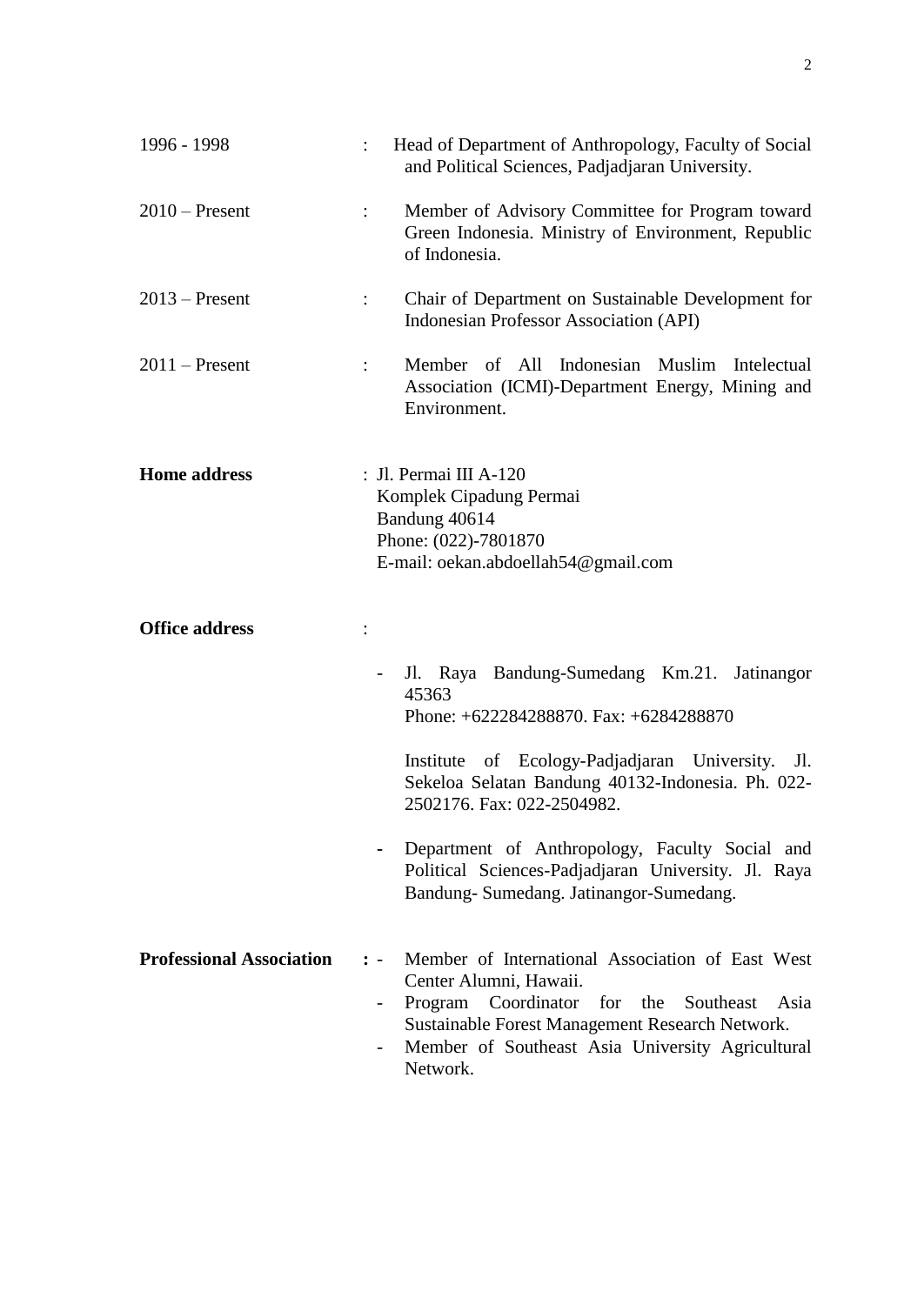| | | |
|---|---|---|
| 1996 - 1998 | : | Head of Department of Anthropology, Faculty of Social and Political Sciences, Padjadjaran University. |
| 2010 – Present | : | Member of Advisory Committee for Program toward Green Indonesia. Ministry of Environment, Republic of Indonesia. |
| 2013 – Present | : | Chair of Department on Sustainable Development for Indonesian Professor Association (API) |
| 2011 – Present | : | Member of All Indonesian Muslim Intelectual Association (ICMI)-Department Energy, Mining and Environment. |

**Home address** : Jl. Permai III A-120
Komplek Cipadung Permai
Bandung 40614
Phone: (022)-7801870
E-mail: oekan.abdoellah54@gmail.com

**Office address** :

- Jl. Raya Bandung-Sumedang Km.21. Jatinangor 45363
  Phone: +622284288870. Fax: +6284288870

  Institute of Ecology-Padjadjaran University. Jl. Sekeloa Selatan Bandung 40132-Indonesia. Ph. 022-2502176. Fax: 022-2504982.

- Department of Anthropology, Faculty Social and Political Sciences-Padjadjaran University. Jl. Raya Bandung- Sumedang. Jatinangor-Sumedang.

**Professional Association** :
- Member of International Association of East West Center Alumni, Hawaii.
- Program Coordinator for the Southeast Asia Sustainable Forest Management Research Network.
- Member of Southeast Asia University Agricultural Network.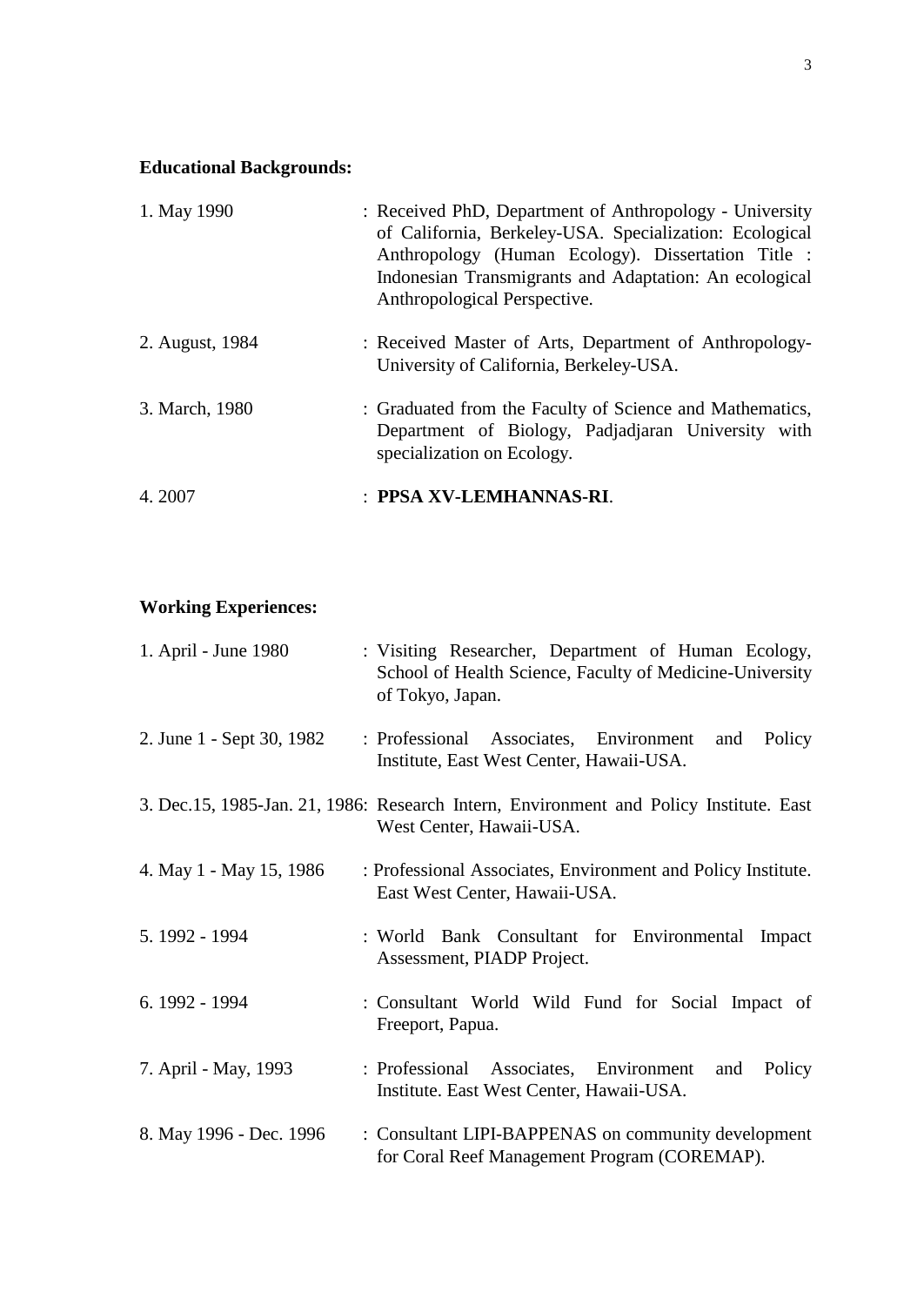**Educational Backgrounds:**

1. May 1990 : Received PhD, Department of Anthropology - University of California, Berkeley-USA. Specialization: Ecological Anthropology (Human Ecology). Dissertation Title : Indonesian Transmigrants and Adaptation: An ecological Anthropological Perspective.

2. August, 1984 : Received Master of Arts, Department of Anthropology-University of California, Berkeley-USA.

3. March, 1980 : Graduated from the Faculty of Science and Mathematics, Department of Biology, Padjadjaran University with specialization on Ecology.

4. 2007 : **PPSA XV-LEMHANNAS-RI**.

**Working Experiences:**

1. April - June 1980 : Visiting Researcher, Department of Human Ecology, School of Health Science, Faculty of Medicine-University of Tokyo, Japan.

2. June 1 - Sept 30, 1982 : Professional Associates, Environment and Policy Institute, East West Center, Hawaii-USA.

3. Dec.15, 1985-Jan. 21, 1986: Research Intern, Environment and Policy Institute. East West Center, Hawaii-USA.

4. May 1 - May 15, 1986 : Professional Associates, Environment and Policy Institute. East West Center, Hawaii-USA.

5. 1992 - 1994 : World Bank Consultant for Environmental Impact Assessment, PIADP Project.

6. 1992 - 1994 : Consultant World Wild Fund for Social Impact of Freeport, Papua.

7. April - May, 1993 : Professional Associates, Environment and Policy Institute. East West Center, Hawaii-USA.

8. May 1996 - Dec. 1996 : Consultant LIPI-BAPPENAS on community development for Coral Reef Management Program (COREMAP).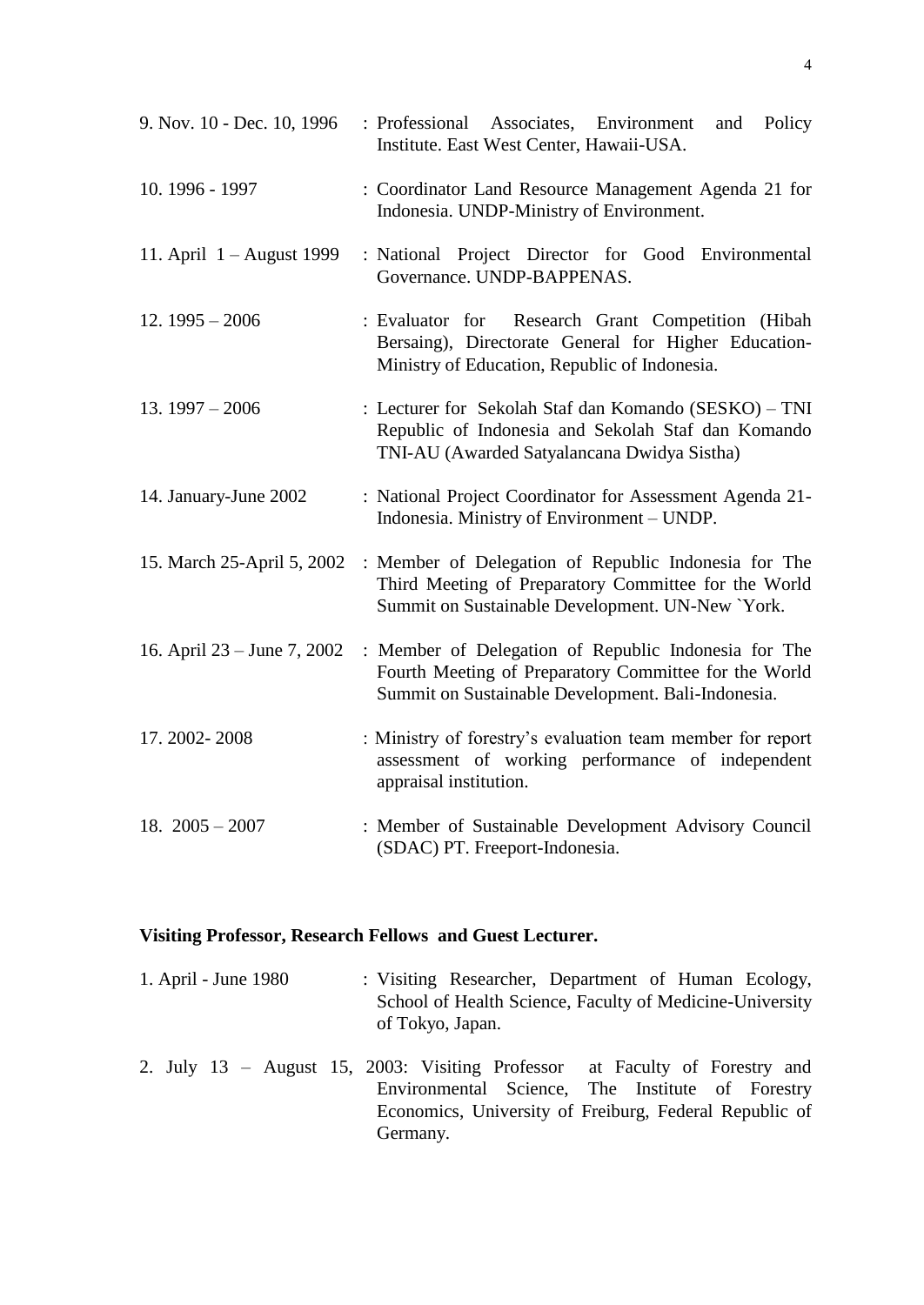9. Nov. 10 - Dec. 10, 1996 : Professional Associates, Environment and Policy Institute. East West Center, Hawaii-USA.

10. 1996 - 1997 : Coordinator Land Resource Management Agenda 21 for Indonesia. UNDP-Ministry of Environment.

11. April 1 – August 1999 : National Project Director for Good Environmental Governance. UNDP-BAPPENAS.

12. 1995 – 2006 : Evaluator for Research Grant Competition (Hibah Bersaing), Directorate General for Higher Education-Ministry of Education, Republic of Indonesia.

13. 1997 – 2006 : Lecturer for Sekolah Staf dan Komando (SESKO) – TNI Republic of Indonesia and Sekolah Staf dan Komando TNI-AU (Awarded Satyalancana Dwidya Sistha)

14. January-June 2002 : National Project Coordinator for Assessment Agenda 21-Indonesia. Ministry of Environment – UNDP.

15. March 25-April 5, 2002 : Member of Delegation of Republic Indonesia for The Third Meeting of Preparatory Committee for the World Summit on Sustainable Development. UN-New `York.

16. April 23 – June 7, 2002 : Member of Delegation of Republic Indonesia for The Fourth Meeting of Preparatory Committee for the World Summit on Sustainable Development. Bali-Indonesia.

17. 2002- 2008 : Ministry of forestry's evaluation team member for report assessment of working performance of independent appraisal institution.

18. 2005 – 2007 : Member of Sustainable Development Advisory Council (SDAC) PT. Freeport-Indonesia.

**Visiting Professor, Research Fellows and Guest Lecturer.**

1. April - June 1980 : Visiting Researcher, Department of Human Ecology, School of Health Science, Faculty of Medicine-University of Tokyo, Japan.

2. July 13 – August 15, 2003: Visiting Professor at Faculty of Forestry and Environmental Science, The Institute of Forestry Economics, University of Freiburg, Federal Republic of Germany.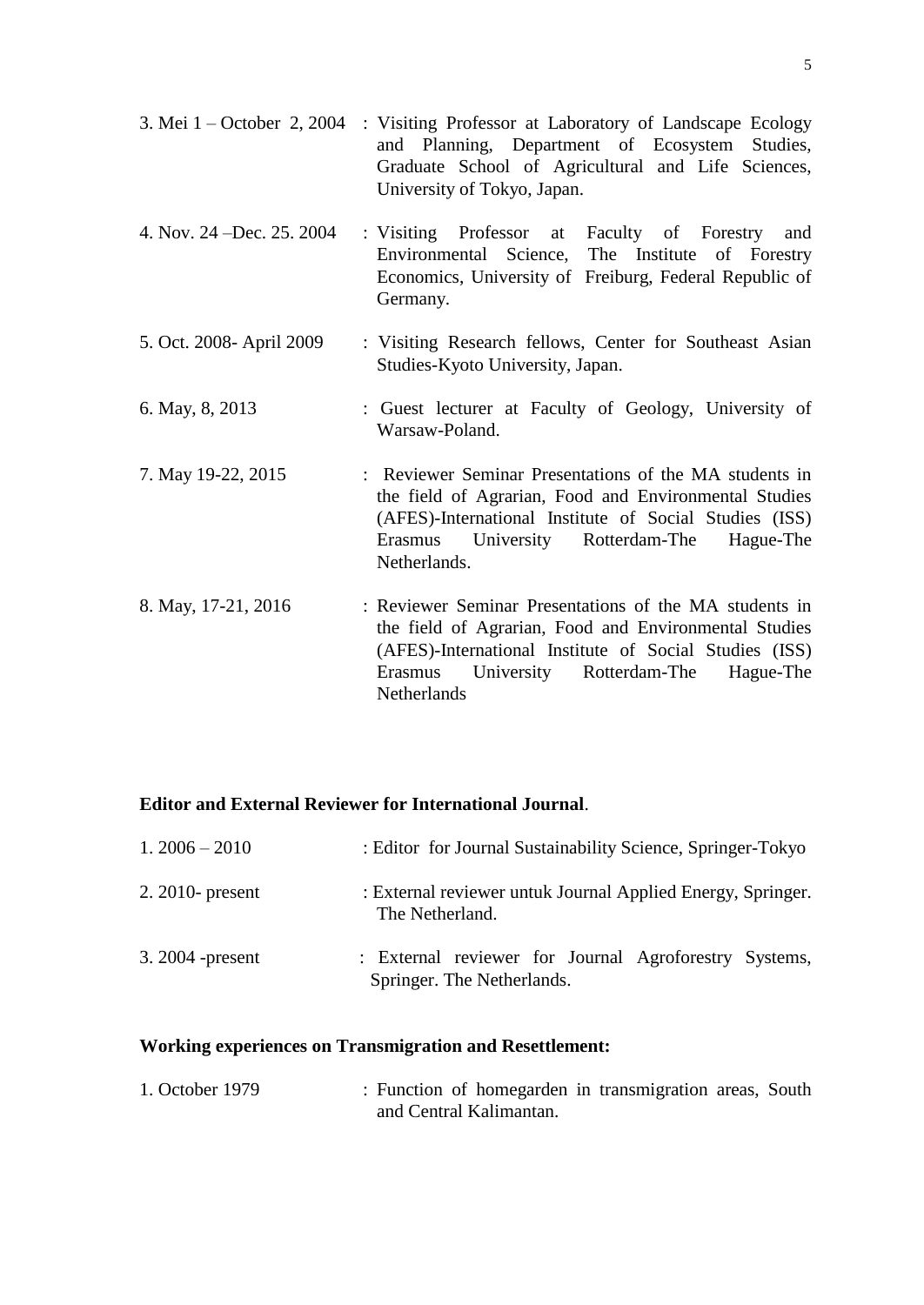3. Mei 1 – October 2, 2004 : Visiting Professor at Laboratory of Landscape Ecology and Planning, Department of Ecosystem Studies, Graduate School of Agricultural and Life Sciences, University of Tokyo, Japan.

4. Nov. 24 –Dec. 25. 2004 : Visiting Professor at Faculty of Forestry and Environmental Science, The Institute of Forestry Economics, University of Freiburg, Federal Republic of Germany.

5. Oct. 2008- April 2009 : Visiting Research fellows, Center for Southeast Asian Studies-Kyoto University, Japan.

6. May, 8, 2013 : Guest lecturer at Faculty of Geology, University of Warsaw-Poland.

7. May 19-22, 2015 : Reviewer Seminar Presentations of the MA students in the field of Agrarian, Food and Environmental Studies (AFES)-International Institute of Social Studies (ISS) Erasmus University Rotterdam-The Hague-The Netherlands.

8. May, 17-21, 2016 : Reviewer Seminar Presentations of the MA students in the field of Agrarian, Food and Environmental Studies (AFES)-International Institute of Social Studies (ISS) Erasmus University Rotterdam-The Hague-The Netherlands

**Editor and External Reviewer for International Journal**.

1. 2006 – 2010 : Editor for Journal Sustainability Science, Springer-Tokyo

2. 2010- present : External reviewer untuk Journal Applied Energy, Springer. The Netherland.

3. 2004 -present : External reviewer for Journal Agroforestry Systems, Springer. The Netherlands.

**Working experiences on Transmigration and Resettlement:**

1. October 1979 : Function of homegarden in transmigration areas, South and Central Kalimantan.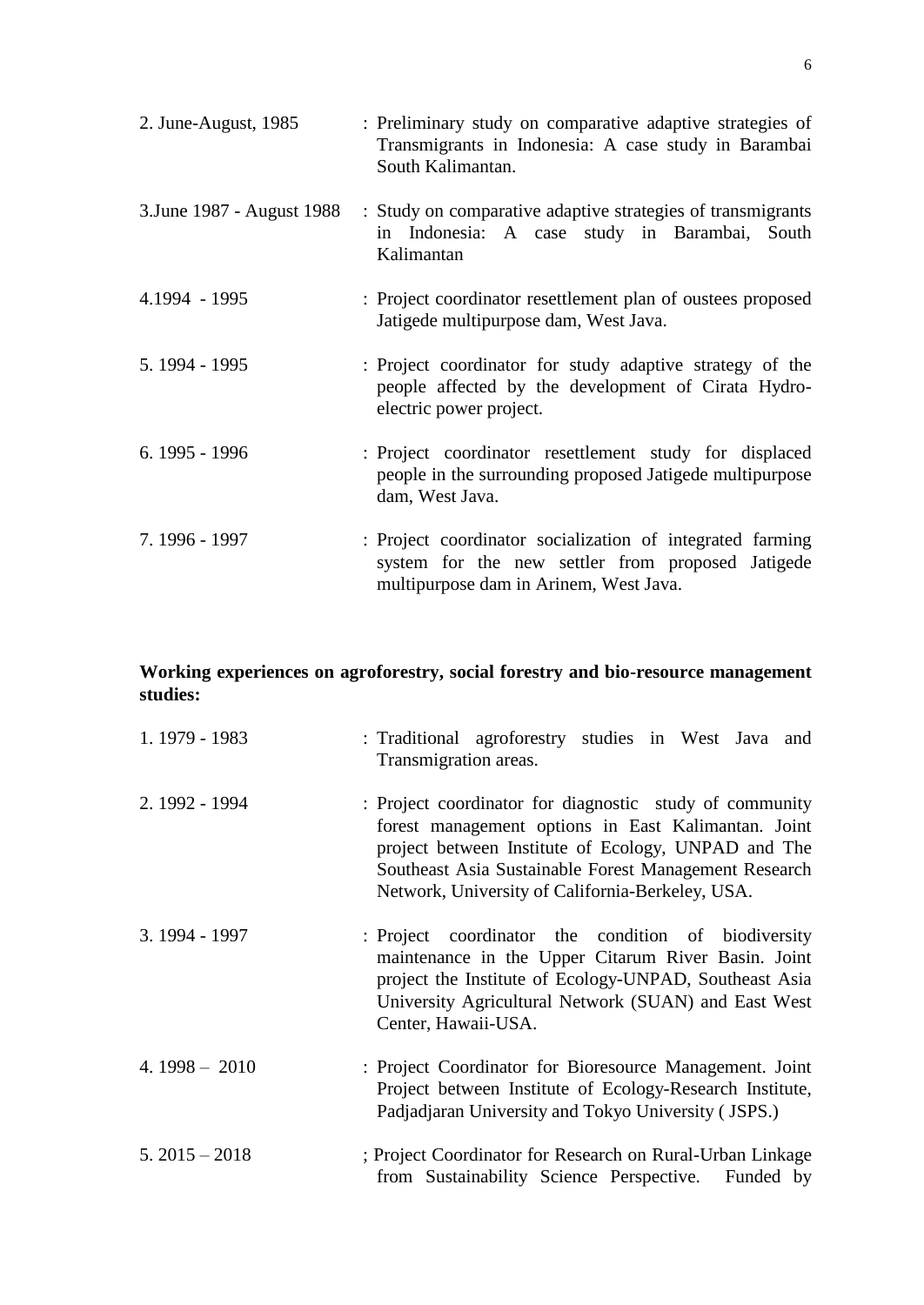2. June-August, 1985 : Preliminary study on comparative adaptive strategies of Transmigrants in Indonesia: A case study in Barambai South Kalimantan.

3.June 1987 - August 1988 : Study on comparative adaptive strategies of transmigrants in Indonesia: A case study in Barambai, South Kalimantan

4.1994 - 1995 : Project coordinator resettlement plan of oustees proposed Jatigede multipurpose dam, West Java.

5. 1994 - 1995 : Project coordinator for study adaptive strategy of the people affected by the development of Cirata Hydro-electric power project.

6. 1995 - 1996 : Project coordinator resettlement study for displaced people in the surrounding proposed Jatigede multipurpose dam, West Java.

7. 1996 - 1997 : Project coordinator socialization of integrated farming system for the new settler from proposed Jatigede multipurpose dam in Arinem, West Java.

**Working experiences on agroforestry, social forestry and bio-resource management studies:**

1. 1979 - 1983 : Traditional agroforestry studies in West Java and Transmigration areas.

2. 1992 - 1994 : Project coordinator for diagnostic study of community forest management options in East Kalimantan. Joint project between Institute of Ecology, UNPAD and The Southeast Asia Sustainable Forest Management Research Network, University of California-Berkeley, USA.

3. 1994 - 1997 : Project coordinator the condition of biodiversity maintenance in the Upper Citarum River Basin. Joint project the Institute of Ecology-UNPAD, Southeast Asia University Agricultural Network (SUAN) and East West Center, Hawaii-USA.

4. 1998 – 2010 : Project Coordinator for Bioresource Management. Joint Project between Institute of Ecology-Research Institute, Padjadjaran University and Tokyo University ( JSPS.)

5. 2015 – 2018 ; Project Coordinator for Research on Rural-Urban Linkage from Sustainability Science Perspective. Funded by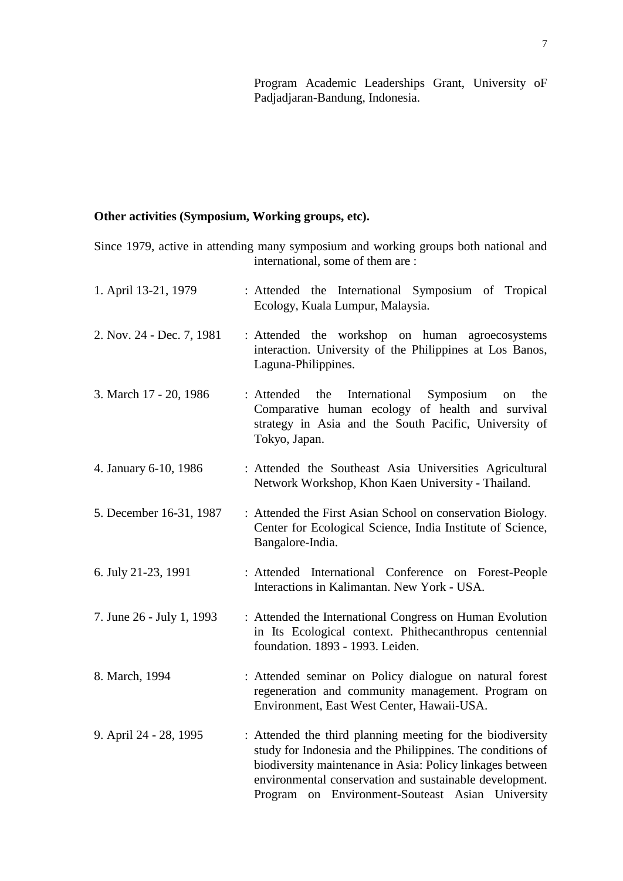Program Academic Leaderships Grant, University oF Padjadjaran-Bandung, Indonesia.

**Other activities (Symposium, Working groups, etc).**

Since 1979, active in attending many symposium and working groups both national and international, some of them are :

1. April 13-21, 1979 : Attended the International Symposium of Tropical Ecology, Kuala Lumpur, Malaysia.

2. Nov. 24 - Dec. 7, 1981 : Attended the workshop on human agroecosystems interaction. University of the Philippines at Los Banos, Laguna-Philippines.

3. March 17 - 20, 1986 : Attended the International Symposium on the Comparative human ecology of health and survival strategy in Asia and the South Pacific, University of Tokyo, Japan.

4. January 6-10, 1986 : Attended the Southeast Asia Universities Agricultural Network Workshop, Khon Kaen University - Thailand.

5. December 16-31, 1987 : Attended the First Asian School on conservation Biology. Center for Ecological Science, India Institute of Science, Bangalore-India.

6. July 21-23, 1991 : Attended International Conference on Forest-People Interactions in Kalimantan. New York - USA.

7. June 26 - July 1, 1993 : Attended the International Congress on Human Evolution in Its Ecological context. Phithecanthropus centennial foundation. 1893 - 1993. Leiden.

8. March, 1994 : Attended seminar on Policy dialogue on natural forest regeneration and community management. Program on Environment, East West Center, Hawaii-USA.

9. April 24 - 28, 1995 : Attended the third planning meeting for the biodiversity study for Indonesia and the Philippines. The conditions of biodiversity maintenance in Asia: Policy linkages between environmental conservation and sustainable development. Program on Environment-Souteast Asian University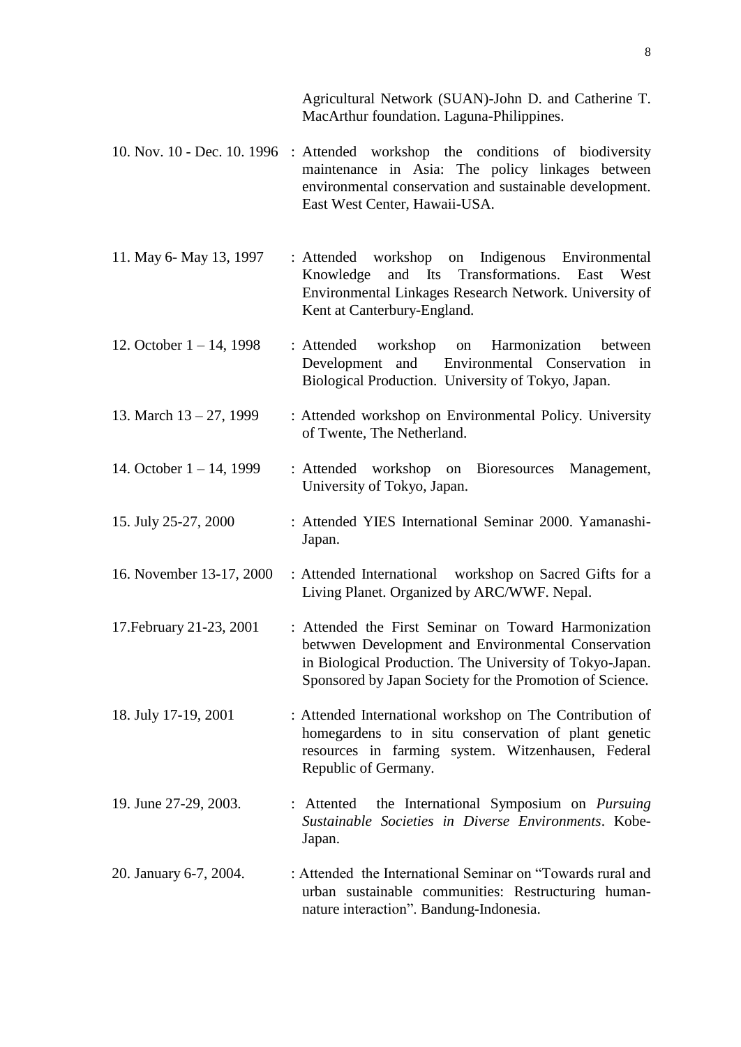Agricultural Network (SUAN)-John D. and Catherine T. MacArthur foundation. Laguna-Philippines.

10. Nov. 10 - Dec. 10. 1996 : Attended workshop the conditions of biodiversity maintenance in Asia: The policy linkages between environmental conservation and sustainable development. East West Center, Hawaii-USA.

11. May 6- May 13, 1997 : Attended workshop on Indigenous Environmental Knowledge and Its Transformations. East West Environmental Linkages Research Network. University of Kent at Canterbury-England.

12. October 1 – 14, 1998 : Attended workshop on Harmonization between Development and Environmental Conservation in Biological Production. University of Tokyo, Japan.

13. March 13 – 27, 1999 : Attended workshop on Environmental Policy. University of Twente, The Netherland.

14. October 1 – 14, 1999 : Attended workshop on Bioresources Management, University of Tokyo, Japan.

15. July 25-27, 2000 : Attended YIES International Seminar 2000. Yamanashi-Japan.

16. November 13-17, 2000 : Attended International workshop on Sacred Gifts for a Living Planet. Organized by ARC/WWF. Nepal.

17.February 21-23, 2001 : Attended the First Seminar on Toward Harmonization betwwen Development and Environmental Conservation in Biological Production. The University of Tokyo-Japan. Sponsored by Japan Society for the Promotion of Science.

18. July 17-19, 2001 : Attended International workshop on The Contribution of homegardens to in situ conservation of plant genetic resources in farming system. Witzenhausen, Federal Republic of Germany.

19. June 27-29, 2003. : Attented the International Symposium on *Pursuing Sustainable Societies in Diverse Environments*. Kobe-Japan.

20. January 6-7, 2004. : Attended the International Seminar on "Towards rural and urban sustainable communities: Restructuring human-nature interaction". Bandung-Indonesia.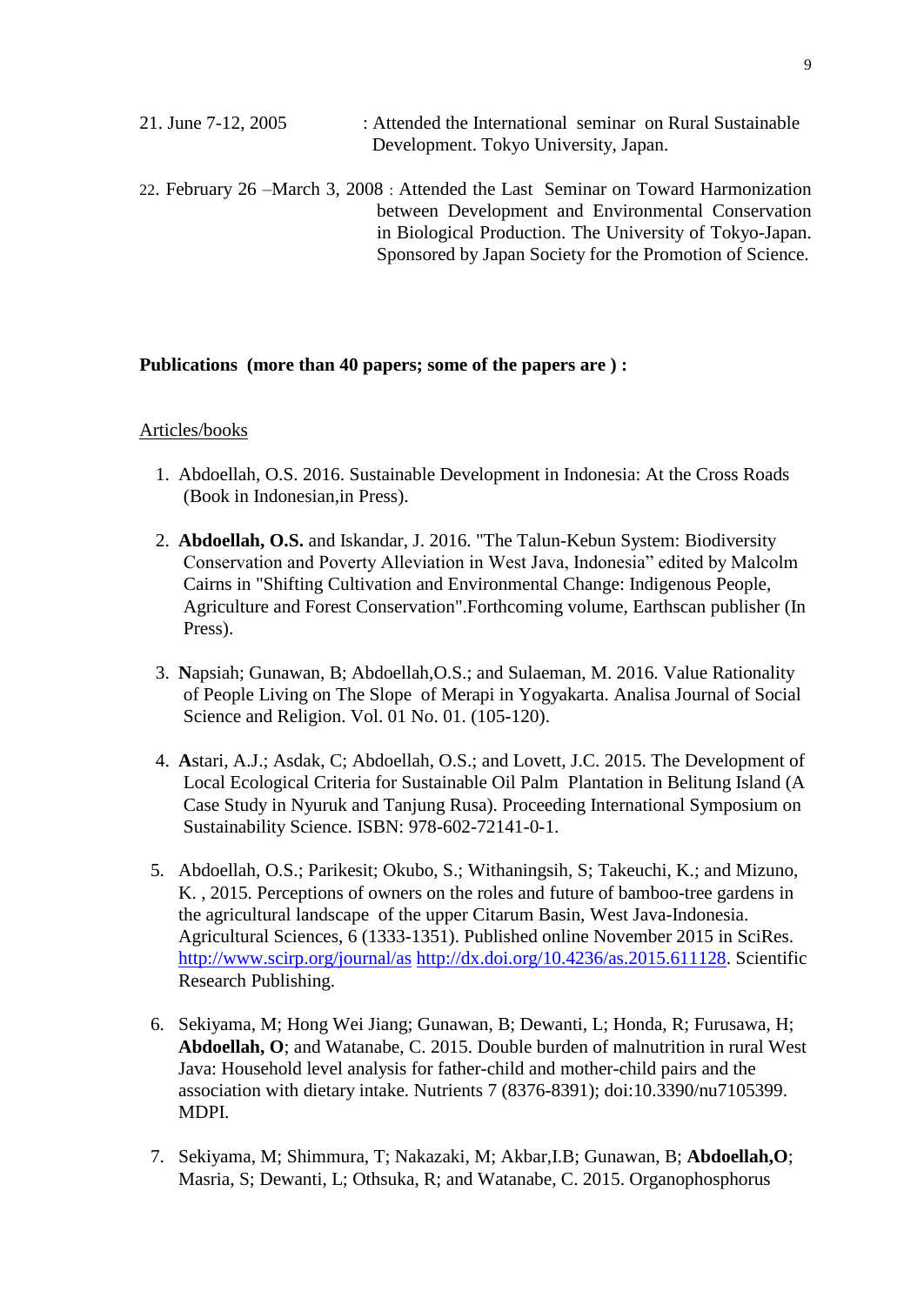21. June 7-12, 2005 : Attended the International seminar on Rural Sustainable Development. Tokyo University, Japan.

22. February 26 –March 3, 2008 : Attended the Last Seminar on Toward Harmonization between Development and Environmental Conservation in Biological Production. The University of Tokyo-Japan. Sponsored by Japan Society for the Promotion of Science.

**Publications (more than 40 papers; some of the papers are ) :**

Articles/books

1. Abdoellah, O.S. 2016. Sustainable Development in Indonesia: At the Cross Roads (Book in Indonesian,in Press).

2. **Abdoellah, O.S.** and Iskandar, J. 2016. "The Talun-Kebun System: Biodiversity Conservation and Poverty Alleviation in West Java, Indonesia" edited by Malcolm Cairns in "Shifting Cultivation and Environmental Change: Indigenous People, Agriculture and Forest Conservation".Forthcoming volume, Earthscan publisher (In Press).

3. **N**apsiah; Gunawan, B; Abdoellah,O.S.; and Sulaeman, M. 2016. Value Rationality of People Living on The Slope of Merapi in Yogyakarta. Analisa Journal of Social Science and Religion. Vol. 01 No. 01. (105-120).

4. **A**stari, A.J.; Asdak, C; Abdoellah, O.S.; and Lovett, J.C. 2015. The Development of Local Ecological Criteria for Sustainable Oil Palm Plantation in Belitung Island (A Case Study in Nyuruk and Tanjung Rusa). Proceeding International Symposium on Sustainability Science. ISBN: 978-602-72141-0-1.

5. Abdoellah, O.S.; Parikesit; Okubo, S.; Withaningsih, S; Takeuchi, K.; and Mizuno, K. , 2015. Perceptions of owners on the roles and future of bamboo-tree gardens in the agricultural landscape of the upper Citarum Basin, West Java-Indonesia. Agricultural Sciences, 6 (1333-1351). Published online November 2015 in SciRes. http://www.scirp.org/journal/as http://dx.doi.org/10.4236/as.2015.611128. Scientific Research Publishing.

6. Sekiyama, M; Hong Wei Jiang; Gunawan, B; Dewanti, L; Honda, R; Furusawa, H; **Abdoellah, O**; and Watanabe, C. 2015. Double burden of malnutrition in rural West Java: Household level analysis for father-child and mother-child pairs and the association with dietary intake. Nutrients 7 (8376-8391); doi:10.3390/nu7105399. MDPI.

7. Sekiyama, M; Shimmura, T; Nakazaki, M; Akbar,I.B; Gunawan, B; **Abdoellah,O**; Masria, S; Dewanti, L; Othsuka, R; and Watanabe, C. 2015. Organophosphorus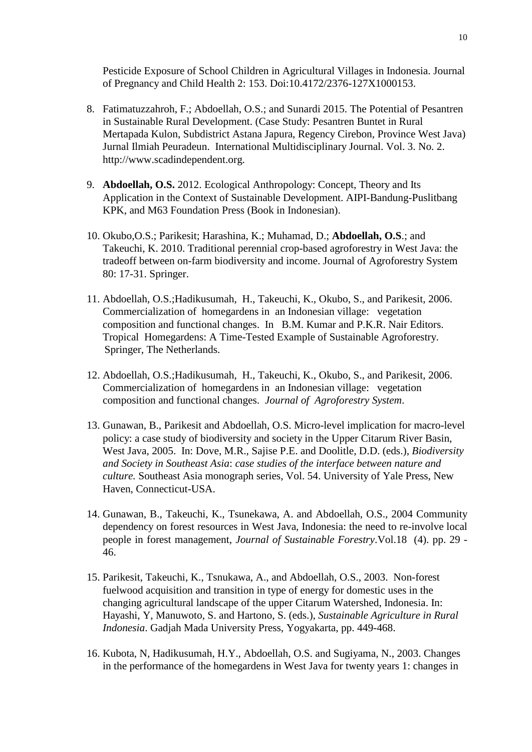Pesticide Exposure of School Children in Agricultural Villages in Indonesia. Journal of Pregnancy and Child Health 2: 153. Doi:10.4172/2376-127X1000153.

8. Fatimatuzzahroh, F.; Abdoellah, O.S.; and Sunardi 2015. The Potential of Pesantren in Sustainable Rural Development. (Case Study: Pesantren Buntet in Rural Mertapada Kulon, Subdistrict Astana Japura, Regency Cirebon, Province West Java) Jurnal Ilmiah Peuradeun. International Multidisciplinary Journal. Vol. 3. No. 2. http://www.scadindependent.org.

9. **Abdoellah, O.S.** 2012. Ecological Anthropology: Concept, Theory and Its Application in the Context of Sustainable Development. AIPI-Bandung-Puslitbang KPK, and M63 Foundation Press (Book in Indonesian).

10. Okubo,O.S.; Parikesit; Harashina, K.; Muhamad, D.; **Abdoellah, O.S**.; and Takeuchi, K. 2010. Traditional perennial crop-based agroforestry in West Java: the tradeoff between on-farm biodiversity and income. Journal of Agroforestry System 80: 17-31. Springer.

11. Abdoellah, O.S.;Hadikusumah, H., Takeuchi, K., Okubo, S., and Parikesit, 2006. Commercialization of homegardens in an Indonesian village: vegetation composition and functional changes. In B.M. Kumar and P.K.R. Nair Editors. Tropical Homegardens: A Time-Tested Example of Sustainable Agroforestry. Springer, The Netherlands.

12. Abdoellah, O.S.;Hadikusumah, H., Takeuchi, K., Okubo, S., and Parikesit, 2006. Commercialization of homegardens in an Indonesian village: vegetation composition and functional changes. *Journal of Agroforestry System*.

13. Gunawan, B., Parikesit and Abdoellah, O.S. Micro-level implication for macro-level policy: a case study of biodiversity and society in the Upper Citarum River Basin, West Java, 2005. In: Dove, M.R., Sajise P.E. and Doolitle, D.D. (eds.), *Biodiversity and Society in Southeast Asia*: *case studies of the interface between nature and culture.* Southeast Asia monograph series, Vol. 54. University of Yale Press, New Haven, Connecticut-USA.

14. Gunawan, B., Takeuchi, K., Tsunekawa, A. and Abdoellah, O.S., 2004 Community dependency on forest resources in West Java, Indonesia: the need to re-involve local people in forest management, *Journal of Sustainable Forestry*.Vol.18 (4). pp. 29 - 46.

15. Parikesit, Takeuchi, K., Tsnukawa, A., and Abdoellah, O.S., 2003. Non-forest fuelwood acquisition and transition in type of energy for domestic uses in the changing agricultural landscape of the upper Citarum Watershed, Indonesia. In: Hayashi, Y, Manuwoto, S. and Hartono, S. (eds.), *Sustainable Agriculture in Rural Indonesia*. Gadjah Mada University Press, Yogyakarta, pp. 449-468.

16. Kubota, N, Hadikusumah, H.Y., Abdoellah, O.S. and Sugiyama, N., 2003. Changes in the performance of the homegardens in West Java for twenty years 1: changes in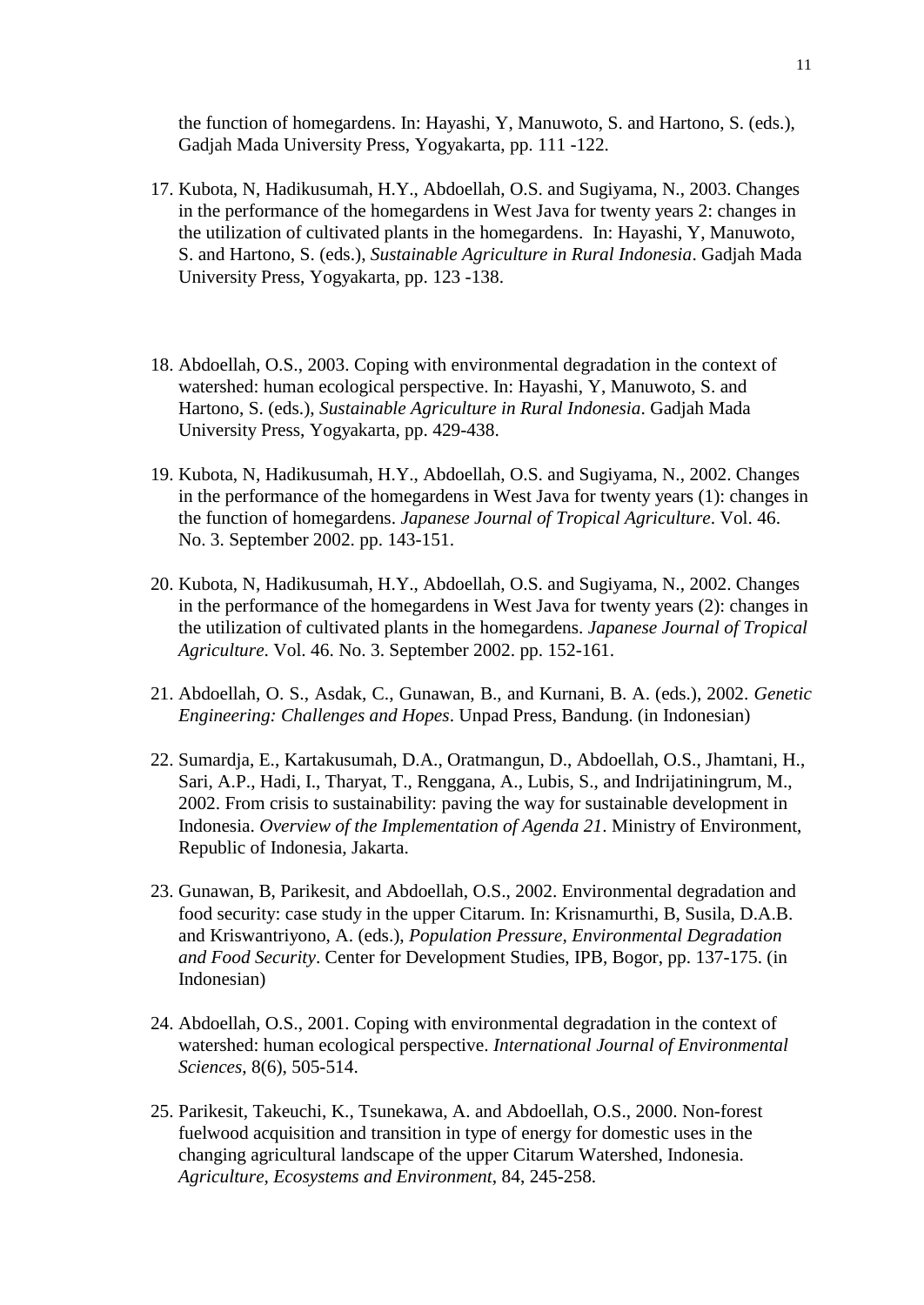the function of homegardens. In: Hayashi, Y, Manuwoto, S. and Hartono, S. (eds.), Gadjah Mada University Press, Yogyakarta, pp. 111 -122.

17. Kubota, N, Hadikusumah, H.Y., Abdoellah, O.S. and Sugiyama, N., 2003. Changes in the performance of the homegardens in West Java for twenty years 2: changes in the utilization of cultivated plants in the homegardens. In: Hayashi, Y, Manuwoto, S. and Hartono, S. (eds.), *Sustainable Agriculture in Rural Indonesia*. Gadjah Mada University Press, Yogyakarta, pp. 123 -138.

18. Abdoellah, O.S., 2003. Coping with environmental degradation in the context of watershed: human ecological perspective. In: Hayashi, Y, Manuwoto, S. and Hartono, S. (eds.), *Sustainable Agriculture in Rural Indonesia*. Gadjah Mada University Press, Yogyakarta, pp. 429-438.

19. Kubota, N, Hadikusumah, H.Y., Abdoellah, O.S. and Sugiyama, N., 2002. Changes in the performance of the homegardens in West Java for twenty years (1): changes in the function of homegardens. *Japanese Journal of Tropical Agriculture*. Vol. 46. No. 3. September 2002. pp. 143-151.

20. Kubota, N, Hadikusumah, H.Y., Abdoellah, O.S. and Sugiyama, N., 2002. Changes in the performance of the homegardens in West Java for twenty years (2): changes in the utilization of cultivated plants in the homegardens. *Japanese Journal of Tropical Agriculture*. Vol. 46. No. 3. September 2002. pp. 152-161.

21. Abdoellah, O. S., Asdak, C., Gunawan, B., and Kurnani, B. A. (eds.), 2002. *Genetic Engineering: Challenges and Hopes*. Unpad Press, Bandung. (in Indonesian)

22. Sumardja, E., Kartakusumah, D.A., Oratmangun, D., Abdoellah, O.S., Jhamtani, H., Sari, A.P., Hadi, I., Tharyat, T., Renggana, A., Lubis, S., and Indrijatiningrum, M., 2002. From crisis to sustainability: paving the way for sustainable development in Indonesia. *Overview of the Implementation of Agenda 21*. Ministry of Environment, Republic of Indonesia, Jakarta.

23. Gunawan, B, Parikesit, and Abdoellah, O.S., 2002. Environmental degradation and food security: case study in the upper Citarum. In: Krisnamurthi, B, Susila, D.A.B. and Kriswantriyono, A. (eds.), *Population Pressure, Environmental Degradation and Food Security*. Center for Development Studies, IPB, Bogor, pp. 137-175. (in Indonesian)

24. Abdoellah, O.S., 2001. Coping with environmental degradation in the context of watershed: human ecological perspective. *International Journal of Environmental Sciences*, 8(6), 505-514.

25. Parikesit, Takeuchi, K., Tsunekawa, A. and Abdoellah, O.S., 2000. Non-forest fuelwood acquisition and transition in type of energy for domestic uses in the changing agricultural landscape of the upper Citarum Watershed, Indonesia. *Agriculture, Ecosystems and Environment*, 84, 245-258.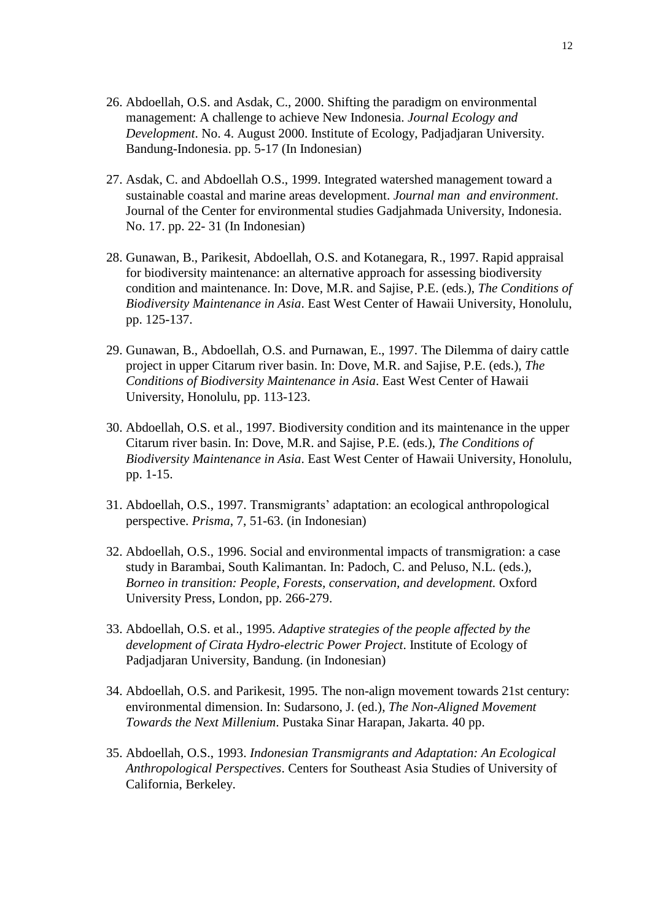26. Abdoellah, O.S. and Asdak, C., 2000. Shifting the paradigm on environmental management: A challenge to achieve New Indonesia. *Journal Ecology and Development*. No. 4. August 2000. Institute of Ecology, Padjadjaran University. Bandung-Indonesia. pp. 5-17 (In Indonesian)

27. Asdak, C. and Abdoellah O.S., 1999. Integrated watershed management toward a sustainable coastal and marine areas development. *Journal man and environment*. Journal of the Center for environmental studies Gadjahmada University, Indonesia. No. 17. pp. 22- 31 (In Indonesian)

28. Gunawan, B., Parikesit, Abdoellah, O.S. and Kotanegara, R., 1997. Rapid appraisal for biodiversity maintenance: an alternative approach for assessing biodiversity condition and maintenance. In: Dove, M.R. and Sajise, P.E. (eds.), *The Conditions of Biodiversity Maintenance in Asia*. East West Center of Hawaii University, Honolulu, pp. 125-137.

29. Gunawan, B., Abdoellah, O.S. and Purnawan, E., 1997. The Dilemma of dairy cattle project in upper Citarum river basin. In: Dove, M.R. and Sajise, P.E. (eds.), *The Conditions of Biodiversity Maintenance in Asia*. East West Center of Hawaii University, Honolulu, pp. 113-123.

30. Abdoellah, O.S. et al., 1997. Biodiversity condition and its maintenance in the upper Citarum river basin. In: Dove, M.R. and Sajise, P.E. (eds.), *The Conditions of Biodiversity Maintenance in Asia*. East West Center of Hawaii University, Honolulu, pp. 1-15.

31. Abdoellah, O.S., 1997. Transmigrants' adaptation: an ecological anthropological perspective. *Prisma*, 7, 51-63. (in Indonesian)

32. Abdoellah, O.S., 1996. Social and environmental impacts of transmigration: a case study in Barambai, South Kalimantan. In: Padoch, C. and Peluso, N.L. (eds.), *Borneo in transition: People, Forests, conservation, and development.* Oxford University Press, London, pp. 266-279.

33. Abdoellah, O.S. et al., 1995. *Adaptive strategies of the people affected by the development of Cirata Hydro-electric Power Project*. Institute of Ecology of Padjadjaran University, Bandung. (in Indonesian)

34. Abdoellah, O.S. and Parikesit, 1995. The non-align movement towards 21st century: environmental dimension. In: Sudarsono, J. (ed.), *The Non-Aligned Movement Towards the Next Millenium*. Pustaka Sinar Harapan, Jakarta. 40 pp.

35. Abdoellah, O.S., 1993. *Indonesian Transmigrants and Adaptation: An Ecological Anthropological Perspectives*. Centers for Southeast Asia Studies of University of California, Berkeley.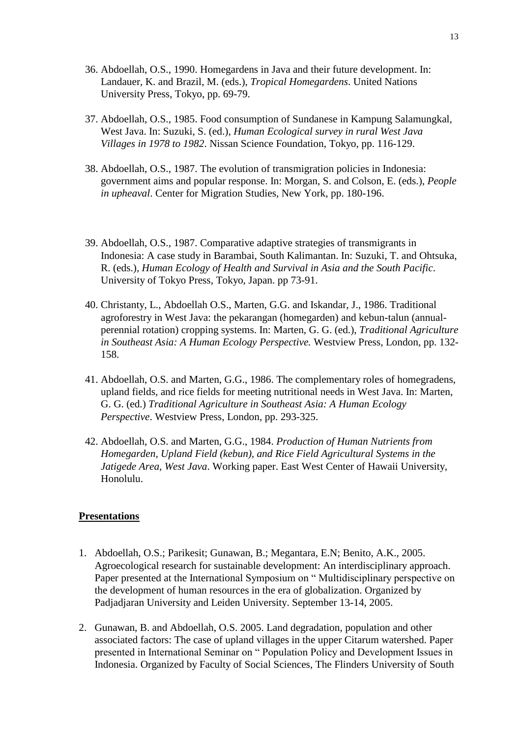36. Abdoellah, O.S., 1990. Homegardens in Java and their future development. In: Landauer, K. and Brazil, M. (eds.), *Tropical Homegardens*. United Nations University Press, Tokyo, pp. 69-79.

37. Abdoellah, O.S., 1985. Food consumption of Sundanese in Kampung Salamungkal, West Java. In: Suzuki, S. (ed.), *Human Ecological survey in rural West Java Villages in 1978 to 1982*. Nissan Science Foundation, Tokyo, pp. 116-129.

38. Abdoellah, O.S., 1987. The evolution of transmigration policies in Indonesia: government aims and popular response. In: Morgan, S. and Colson, E. (eds.), *People in upheaval*. Center for Migration Studies, New York, pp. 180-196.

39. Abdoellah, O.S., 1987. Comparative adaptive strategies of transmigrants in Indonesia: A case study in Barambai, South Kalimantan. In: Suzuki, T. and Ohtsuka, R. (eds.), *Human Ecology of Health and Survival in Asia and the South Pacific*. University of Tokyo Press, Tokyo, Japan. pp 73-91.

40. Christanty, L., Abdoellah O.S., Marten, G.G. and Iskandar, J., 1986. Traditional agroforestry in West Java: the pekarangan (homegarden) and kebun-talun (annual-perennial rotation) cropping systems. In: Marten, G. G. (ed.), *Traditional Agriculture in Southeast Asia: A Human Ecology Perspective.* Westview Press, London, pp. 132-158.

41. Abdoellah, O.S. and Marten, G.G., 1986. The complementary roles of homegradens, upland fields, and rice fields for meeting nutritional needs in West Java. In: Marten, G. G. (ed.) *Traditional Agriculture in Southeast Asia: A Human Ecology Perspective*. Westview Press, London, pp. 293-325.

42. Abdoellah, O.S. and Marten, G.G., 1984. *Production of Human Nutrients from Homegarden, Upland Field (kebun), and Rice Field Agricultural Systems in the Jatigede Area, West Java*. Working paper. East West Center of Hawaii University, Honolulu.

## **Presentations**

1. Abdoellah, O.S.; Parikesit; Gunawan, B.; Megantara, E.N; Benito, A.K., 2005. Agroecological research for sustainable development: An interdisciplinary approach. Paper presented at the International Symposium on " Multidisciplinary perspective on the development of human resources in the era of globalization. Organized by Padjadjaran University and Leiden University. September 13-14, 2005.

2. Gunawan, B. and Abdoellah, O.S. 2005. Land degradation, population and other associated factors: The case of upland villages in the upper Citarum watershed. Paper presented in International Seminar on " Population Policy and Development Issues in Indonesia. Organized by Faculty of Social Sciences, The Flinders University of South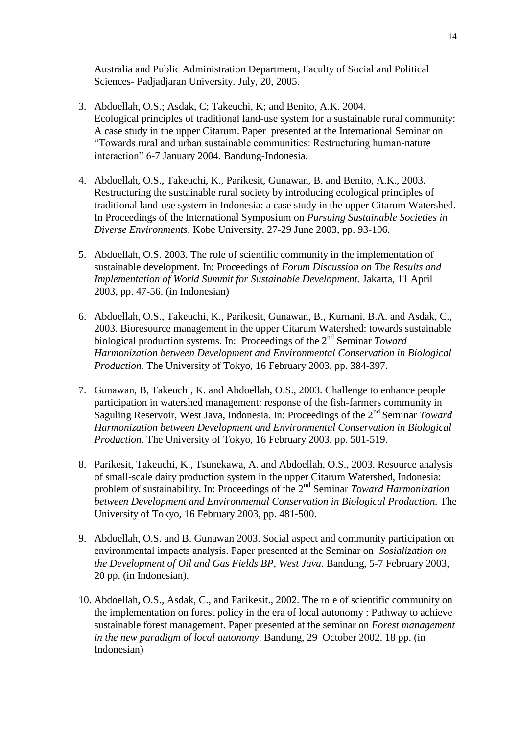Australia and Public Administration Department, Faculty of Social and Political Sciences- Padjadjaran University. July, 20, 2005.

3. Abdoellah, O.S.; Asdak, C; Takeuchi, K; and Benito, A.K. 2004. Ecological principles of traditional land-use system for a sustainable rural community: A case study in the upper Citarum. Paper presented at the International Seminar on "Towards rural and urban sustainable communities: Restructuring human-nature interaction" 6-7 January 2004. Bandung-Indonesia.

4. Abdoellah, O.S., Takeuchi, K., Parikesit, Gunawan, B. and Benito, A.K., 2003. Restructuring the sustainable rural society by introducing ecological principles of traditional land-use system in Indonesia: a case study in the upper Citarum Watershed. In Proceedings of the International Symposium on *Pursuing Sustainable Societies in Diverse Environments*. Kobe University, 27-29 June 2003, pp. 93-106.

5. Abdoellah, O.S. 2003. The role of scientific community in the implementation of sustainable development. In: Proceedings of *Forum Discussion on The Results and Implementation of World Summit for Sustainable Development.* Jakarta, 11 April 2003, pp. 47-56. (in Indonesian)

6. Abdoellah, O.S., Takeuchi, K., Parikesit, Gunawan, B., Kurnani, B.A. and Asdak, C., 2003. Bioresource management in the upper Citarum Watershed: towards sustainable biological production systems. In: Proceedings of the 2nd Seminar *Toward Harmonization between Development and Environmental Conservation in Biological Production.* The University of Tokyo, 16 February 2003, pp. 384-397.

7. Gunawan, B, Takeuchi, K. and Abdoellah, O.S., 2003. Challenge to enhance people participation in watershed management: response of the fish-farmers community in Saguling Reservoir, West Java, Indonesia. In: Proceedings of the 2nd Seminar *Toward Harmonization between Development and Environmental Conservation in Biological Production*. The University of Tokyo, 16 February 2003, pp. 501-519.

8. Parikesit, Takeuchi, K., Tsunekawa, A. and Abdoellah, O.S., 2003. Resource analysis of small-scale dairy production system in the upper Citarum Watershed, Indonesia: problem of sustainability. In: Proceedings of the 2nd Seminar *Toward Harmonization between Development and Environmental Conservation in Biological Production.* The University of Tokyo, 16 February 2003, pp. 481-500.

9. Abdoellah, O.S. and B. Gunawan 2003. Social aspect and community participation on environmental impacts analysis. Paper presented at the Seminar on *Sosialization on the Development of Oil and Gas Fields BP, West Java*. Bandung, 5-7 February 2003, 20 pp. (in Indonesian).

10. Abdoellah, O.S., Asdak, C., and Parikesit., 2002. The role of scientific community on the implementation on forest policy in the era of local autonomy : Pathway to achieve sustainable forest management. Paper presented at the seminar on *Forest management in the new paradigm of local autonomy*. Bandung, 29 October 2002. 18 pp. (in Indonesian)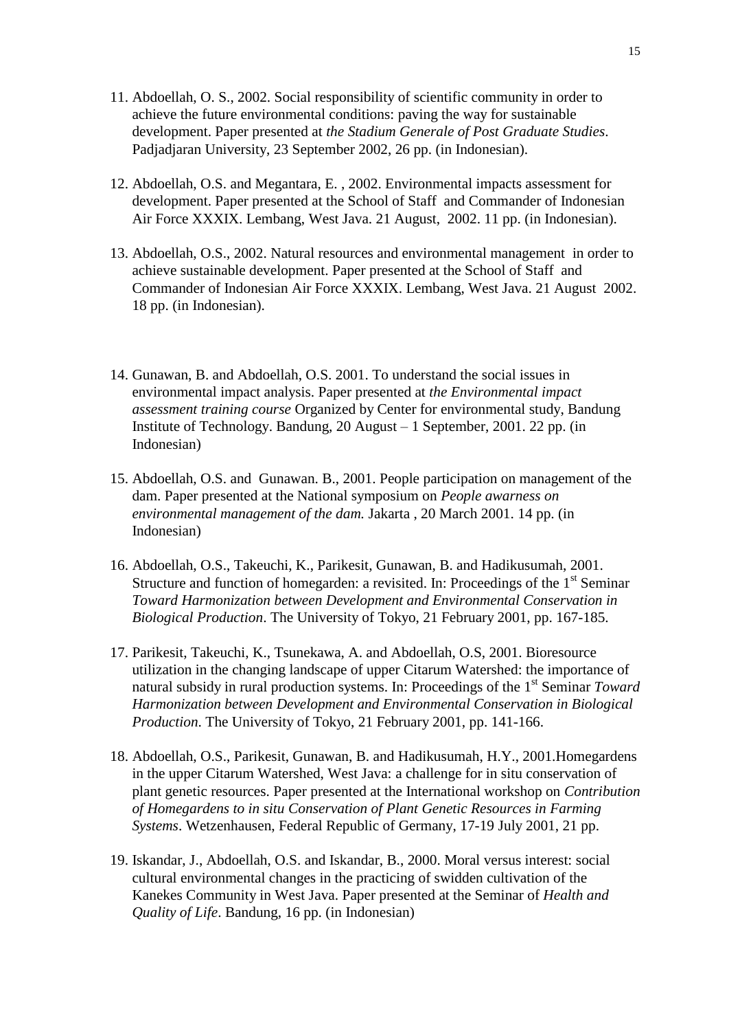11. Abdoellah, O. S., 2002. Social responsibility of scientific community in order to achieve the future environmental conditions: paving the way for sustainable development. Paper presented at *the Stadium Generale of Post Graduate Studies*. Padjadjaran University, 23 September 2002, 26 pp. (in Indonesian).

12. Abdoellah, O.S. and Megantara, E. , 2002. Environmental impacts assessment for development. Paper presented at the School of Staff and Commander of Indonesian Air Force XXXIX. Lembang, West Java. 21 August, 2002. 11 pp. (in Indonesian).

13. Abdoellah, O.S., 2002. Natural resources and environmental management in order to achieve sustainable development. Paper presented at the School of Staff and Commander of Indonesian Air Force XXXIX. Lembang, West Java. 21 August 2002. 18 pp. (in Indonesian).

14. Gunawan, B. and Abdoellah, O.S. 2001. To understand the social issues in environmental impact analysis. Paper presented at *the Environmental impact assessment training course* Organized by Center for environmental study, Bandung Institute of Technology. Bandung, 20 August – 1 September, 2001. 22 pp. (in Indonesian)

15. Abdoellah, O.S. and Gunawan. B., 2001. People participation on management of the dam. Paper presented at the National symposium on *People awarness on environmental management of the dam.* Jakarta , 20 March 2001. 14 pp. (in Indonesian)

16. Abdoellah, O.S., Takeuchi, K., Parikesit, Gunawan, B. and Hadikusumah, 2001. Structure and function of homegarden: a revisited. In: Proceedings of the 1st Seminar *Toward Harmonization between Development and Environmental Conservation in Biological Production*. The University of Tokyo, 21 February 2001, pp. 167-185.

17. Parikesit, Takeuchi, K., Tsunekawa, A. and Abdoellah, O.S, 2001. Bioresource utilization in the changing landscape of upper Citarum Watershed: the importance of natural subsidy in rural production systems. In: Proceedings of the 1st Seminar *Toward Harmonization between Development and Environmental Conservation in Biological Production*. The University of Tokyo, 21 February 2001, pp. 141-166.

18. Abdoellah, O.S., Parikesit, Gunawan, B. and Hadikusumah, H.Y., 2001.Homegardens in the upper Citarum Watershed, West Java: a challenge for in situ conservation of plant genetic resources. Paper presented at the International workshop on *Contribution of Homegardens to in situ Conservation of Plant Genetic Resources in Farming Systems*. Wetzenhausen, Federal Republic of Germany, 17-19 July 2001, 21 pp.

19. Iskandar, J., Abdoellah, O.S. and Iskandar, B., 2000. Moral versus interest: social cultural environmental changes in the practicing of swidden cultivation of the Kanekes Community in West Java. Paper presented at the Seminar of *Health and Quality of Life*. Bandung, 16 pp. (in Indonesian)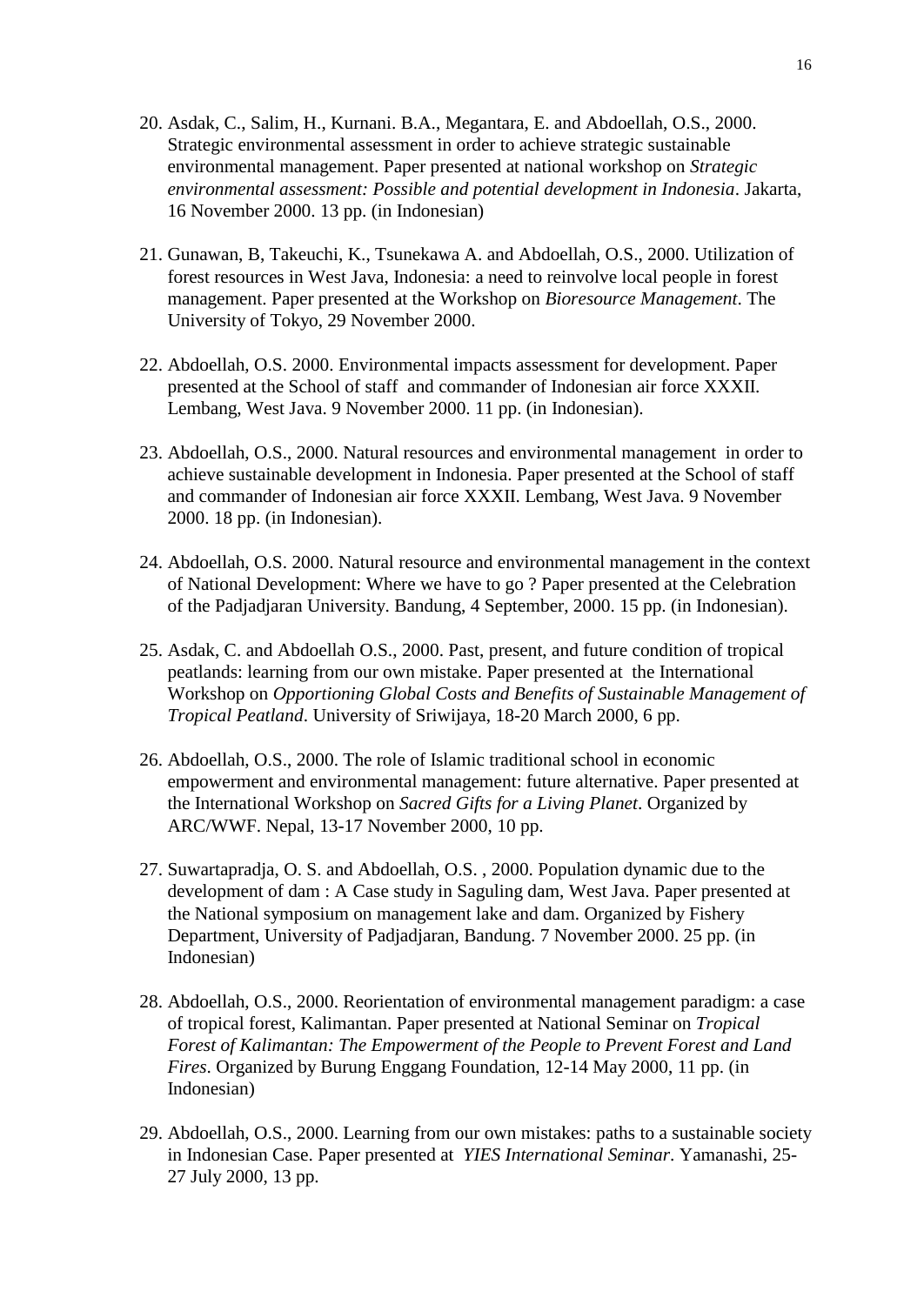20. Asdak, C., Salim, H., Kurnani. B.A., Megantara, E. and Abdoellah, O.S., 2000. Strategic environmental assessment in order to achieve strategic sustainable environmental management. Paper presented at national workshop on *Strategic environmental assessment: Possible and potential development in Indonesia*. Jakarta, 16 November 2000. 13 pp. (in Indonesian)

21. Gunawan, B, Takeuchi, K., Tsunekawa A. and Abdoellah, O.S., 2000. Utilization of forest resources in West Java, Indonesia: a need to reinvolve local people in forest management. Paper presented at the Workshop on *Bioresource Management*. The University of Tokyo, 29 November 2000.

22. Abdoellah, O.S. 2000. Environmental impacts assessment for development. Paper presented at the School of staff and commander of Indonesian air force XXXII. Lembang, West Java. 9 November 2000. 11 pp. (in Indonesian).

23. Abdoellah, O.S., 2000. Natural resources and environmental management in order to achieve sustainable development in Indonesia. Paper presented at the School of staff and commander of Indonesian air force XXXII. Lembang, West Java. 9 November 2000. 18 pp. (in Indonesian).

24. Abdoellah, O.S. 2000. Natural resource and environmental management in the context of National Development: Where we have to go ? Paper presented at the Celebration of the Padjadjaran University. Bandung, 4 September, 2000. 15 pp. (in Indonesian).

25. Asdak, C. and Abdoellah O.S., 2000. Past, present, and future condition of tropical peatlands: learning from our own mistake. Paper presented at the International Workshop on *Opportioning Global Costs and Benefits of Sustainable Management of Tropical Peatland*. University of Sriwijaya, 18-20 March 2000, 6 pp.

26. Abdoellah, O.S., 2000. The role of Islamic traditional school in economic empowerment and environmental management: future alternative. Paper presented at the International Workshop on *Sacred Gifts for a Living Planet*. Organized by ARC/WWF. Nepal, 13-17 November 2000, 10 pp.

27. Suwartapradja, O. S. and Abdoellah, O.S. , 2000. Population dynamic due to the development of dam : A Case study in Saguling dam, West Java. Paper presented at the National symposium on management lake and dam. Organized by Fishery Department, University of Padjadjaran, Bandung. 7 November 2000. 25 pp. (in Indonesian)

28. Abdoellah, O.S., 2000. Reorientation of environmental management paradigm: a case of tropical forest, Kalimantan. Paper presented at National Seminar on *Tropical Forest of Kalimantan: The Empowerment of the People to Prevent Forest and Land Fires*. Organized by Burung Enggang Foundation, 12-14 May 2000, 11 pp. (in Indonesian)

29. Abdoellah, O.S., 2000. Learning from our own mistakes: paths to a sustainable society in Indonesian Case. Paper presented at *YIES International Seminar*. Yamanashi, 25-27 July 2000, 13 pp.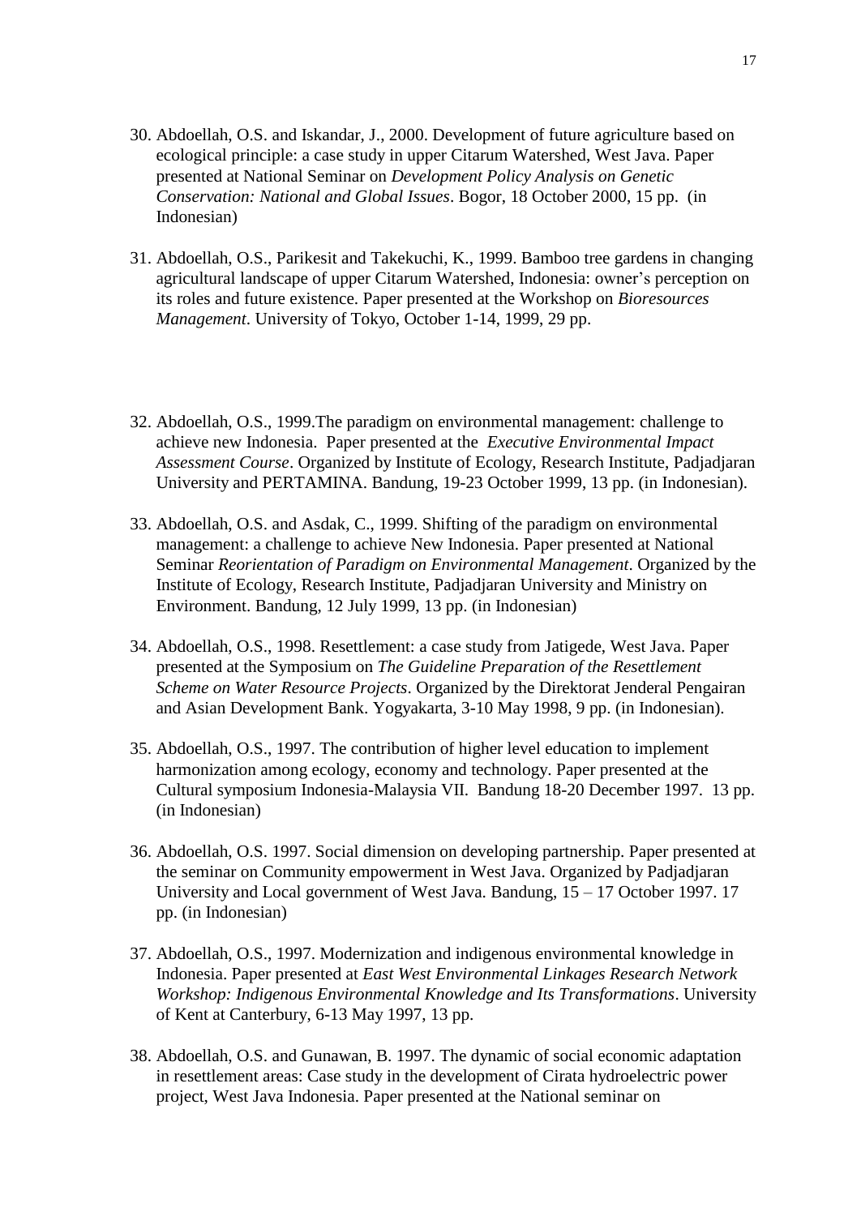30. Abdoellah, O.S. and Iskandar, J., 2000. Development of future agriculture based on ecological principle: a case study in upper Citarum Watershed, West Java. Paper presented at National Seminar on *Development Policy Analysis on Genetic Conservation: National and Global Issues*. Bogor, 18 October 2000, 15 pp. (in Indonesian)

31. Abdoellah, O.S., Parikesit and Takekuchi, K., 1999. Bamboo tree gardens in changing agricultural landscape of upper Citarum Watershed, Indonesia: owner's perception on its roles and future existence. Paper presented at the Workshop on *Bioresources Management*. University of Tokyo, October 1-14, 1999, 29 pp.

32. Abdoellah, O.S., 1999.The paradigm on environmental management: challenge to achieve new Indonesia. Paper presented at the *Executive Environmental Impact Assessment Course*. Organized by Institute of Ecology, Research Institute, Padjadjaran University and PERTAMINA. Bandung, 19-23 October 1999, 13 pp. (in Indonesian).

33. Abdoellah, O.S. and Asdak, C., 1999. Shifting of the paradigm on environmental management: a challenge to achieve New Indonesia. Paper presented at National Seminar *Reorientation of Paradigm on Environmental Management*. Organized by the Institute of Ecology, Research Institute, Padjadjaran University and Ministry on Environment. Bandung, 12 July 1999, 13 pp. (in Indonesian)

34. Abdoellah, O.S., 1998. Resettlement: a case study from Jatigede, West Java. Paper presented at the Symposium on *The Guideline Preparation of the Resettlement Scheme on Water Resource Projects*. Organized by the Direktorat Jenderal Pengairan and Asian Development Bank. Yogyakarta, 3-10 May 1998, 9 pp. (in Indonesian).

35. Abdoellah, O.S., 1997. The contribution of higher level education to implement harmonization among ecology, economy and technology. Paper presented at the Cultural symposium Indonesia-Malaysia VII. Bandung 18-20 December 1997. 13 pp. (in Indonesian)

36. Abdoellah, O.S. 1997. Social dimension on developing partnership. Paper presented at the seminar on Community empowerment in West Java. Organized by Padjadjaran University and Local government of West Java. Bandung, 15 – 17 October 1997. 17 pp. (in Indonesian)

37. Abdoellah, O.S., 1997. Modernization and indigenous environmental knowledge in Indonesia. Paper presented at *East West Environmental Linkages Research Network Workshop: Indigenous Environmental Knowledge and Its Transformations*. University of Kent at Canterbury, 6-13 May 1997, 13 pp.

38. Abdoellah, O.S. and Gunawan, B. 1997. The dynamic of social economic adaptation in resettlement areas: Case study in the development of Cirata hydroelectric power project, West Java Indonesia. Paper presented at the National seminar on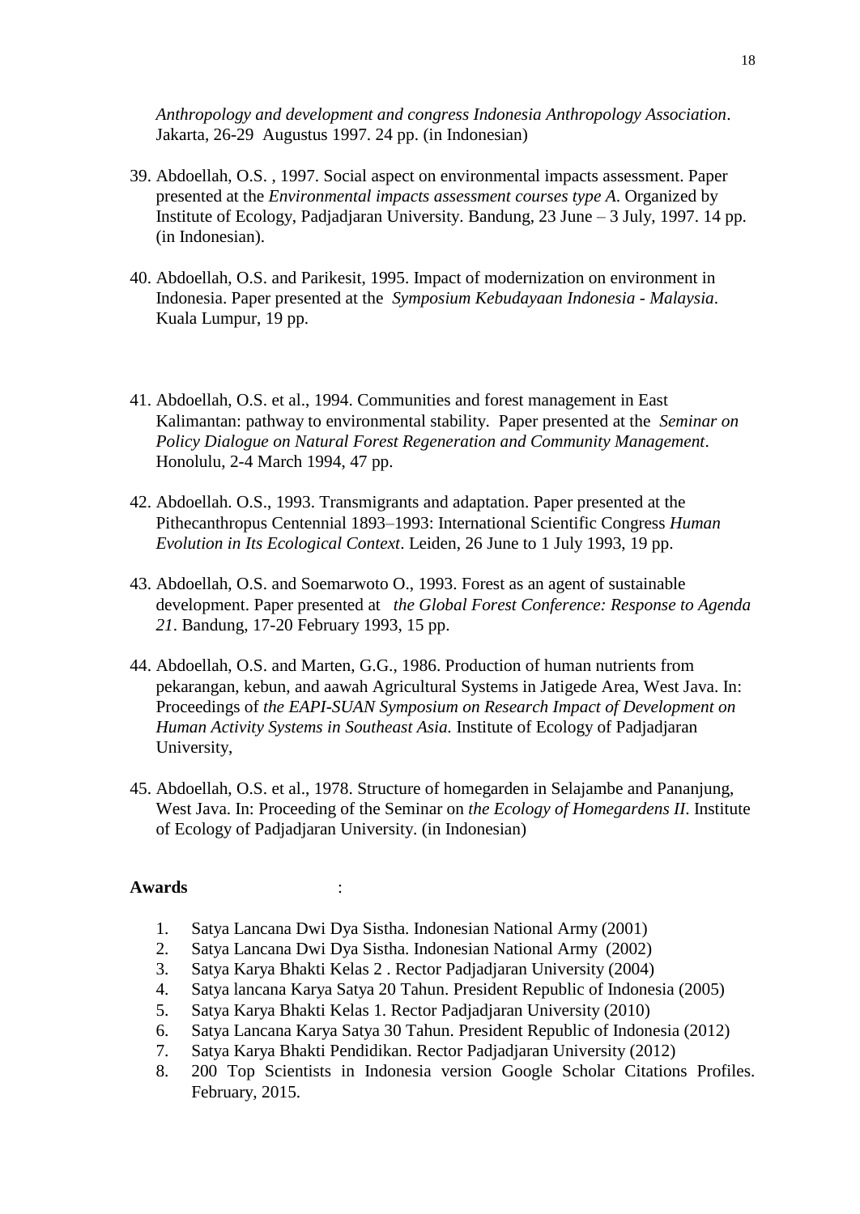*Anthropology and development and congress Indonesia Anthropology Association*. Jakarta, 26-29 Augustus 1997. 24 pp. (in Indonesian)

39. Abdoellah, O.S. , 1997. Social aspect on environmental impacts assessment. Paper presented at the *Environmental impacts assessment courses type A*. Organized by Institute of Ecology, Padjadjaran University. Bandung, 23 June – 3 July, 1997. 14 pp. (in Indonesian).

40. Abdoellah, O.S. and Parikesit, 1995. Impact of modernization on environment in Indonesia. Paper presented at the *Symposium Kebudayaan Indonesia - Malaysia*. Kuala Lumpur, 19 pp.

41. Abdoellah, O.S. et al., 1994. Communities and forest management in East Kalimantan: pathway to environmental stability. Paper presented at the *Seminar on Policy Dialogue on Natural Forest Regeneration and Community Management*. Honolulu, 2-4 March 1994, 47 pp.

42. Abdoellah. O.S., 1993. Transmigrants and adaptation. Paper presented at the Pithecanthropus Centennial 1893–1993: International Scientific Congress *Human Evolution in Its Ecological Context*. Leiden, 26 June to 1 July 1993, 19 pp.

43. Abdoellah, O.S. and Soemarwoto O., 1993. Forest as an agent of sustainable development. Paper presented at *the Global Forest Conference: Response to Agenda 21*. Bandung, 17-20 February 1993, 15 pp.

44. Abdoellah, O.S. and Marten, G.G., 1986. Production of human nutrients from pekarangan, kebun, and aawah Agricultural Systems in Jatigede Area, West Java. In: Proceedings of *the EAPI-SUAN Symposium on Research Impact of Development on Human Activity Systems in Southeast Asia.* Institute of Ecology of Padjadjaran University,

45. Abdoellah, O.S. et al., 1978. Structure of homegarden in Selajambe and Pananjung, West Java. In: Proceeding of the Seminar on *the Ecology of Homegardens II*. Institute of Ecology of Padjadjaran University. (in Indonesian)

**Awards** :

1. Satya Lancana Dwi Dya Sistha. Indonesian National Army (2001)
2. Satya Lancana Dwi Dya Sistha. Indonesian National Army (2002)
3. Satya Karya Bhakti Kelas 2 . Rector Padjadjaran University (2004)
4. Satya lancana Karya Satya 20 Tahun. President Republic of Indonesia (2005)
5. Satya Karya Bhakti Kelas 1. Rector Padjadjaran University (2010)
6. Satya Lancana Karya Satya 30 Tahun. President Republic of Indonesia (2012)
7. Satya Karya Bhakti Pendidikan. Rector Padjadjaran University (2012)
8. 200 Top Scientists in Indonesia version Google Scholar Citations Profiles. February, 2015.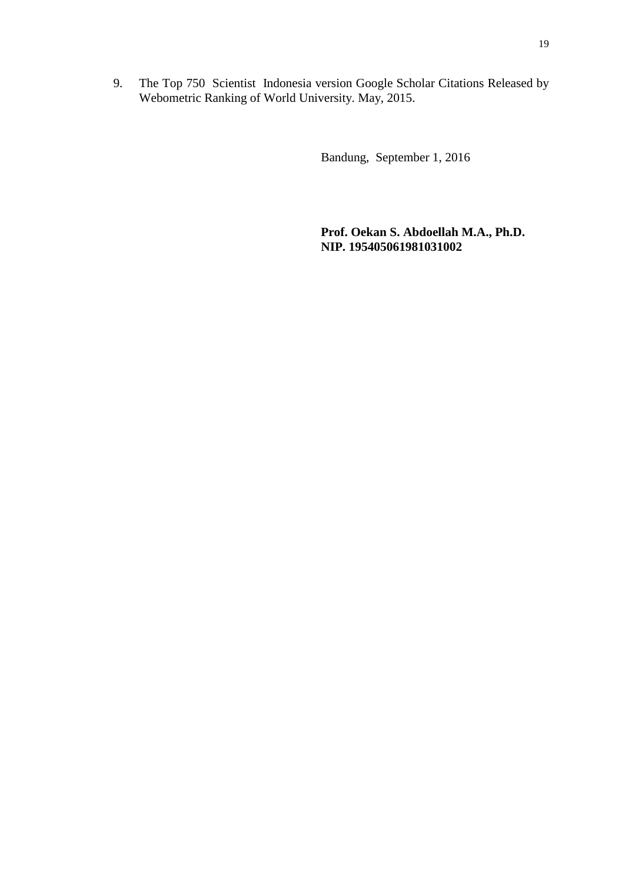9. The Top 750 Scientist Indonesia version Google Scholar Citations Released by Webometric Ranking of World University. May, 2015.

Bandung, September 1, 2016

**Prof. Oekan S. Abdoellah M.A., Ph.D.**
**NIP. 195405061981031002**